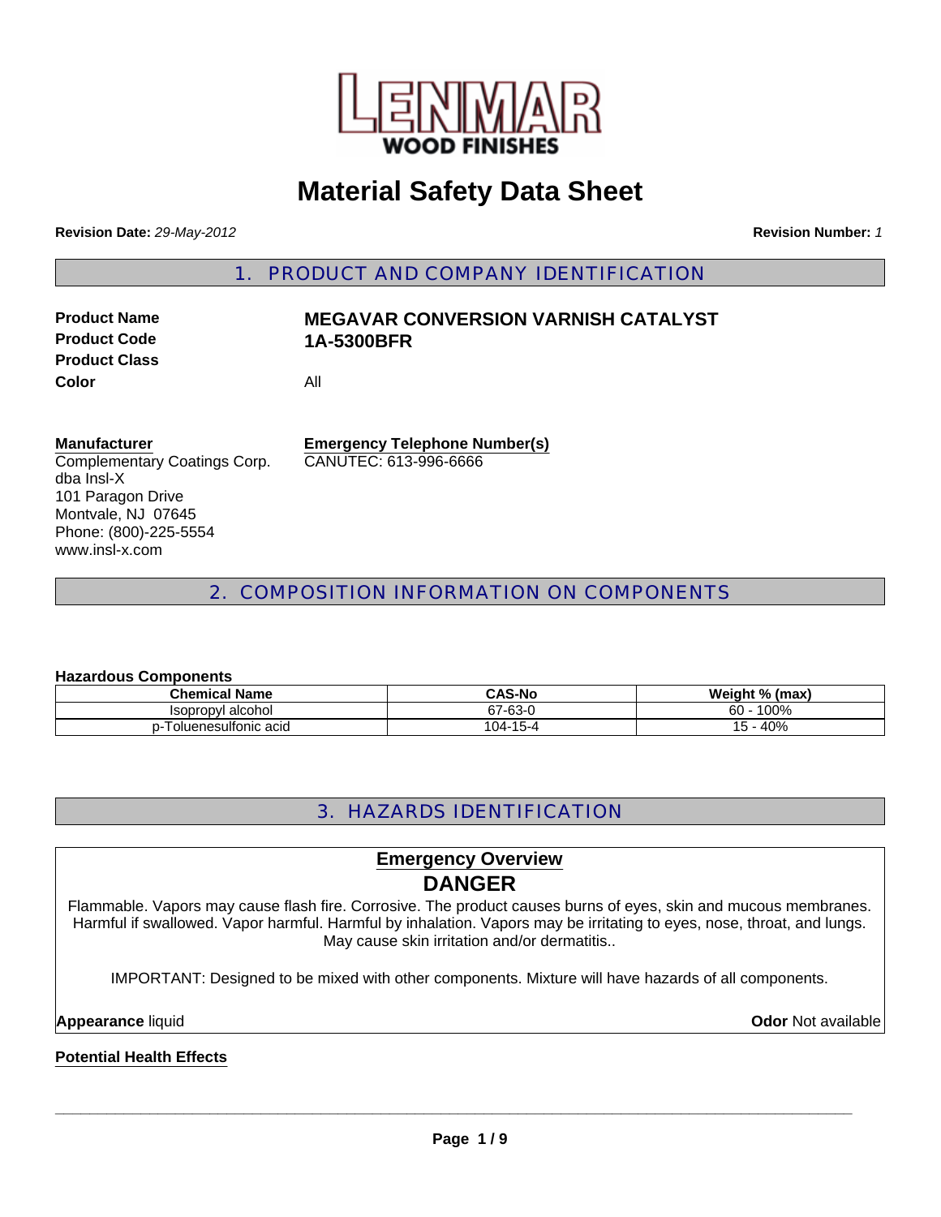LENMAR WOOD FINISHES

# Material Safety Data Sheet

**Revision Date:** *29-May-2012* **Revision Number:** *1*

## 1. PRODUCT AND COMPANY IDENTIFICATION

**Product Name** **MEGAVAR CONVERSION VARNISH CATALYST**
**Product Code** **1A-5300BFR**
**Product Class**
**Color** All

**Manufacturer**
Complementary Coatings Corp.
dba Insl-X
101 Paragon Drive
Montvale, NJ 07645
Phone: (800)-225-5554
www.insl-x.com

**Emergency Telephone Number(s)**
CANUTEC: 613-996-6666

## 2. COMPOSITION INFORMATION ON COMPONENTS

**Hazardous Components**

| Chemical Name | CAS-No | Weight % (max) |
|---|---|---|
| Isopropyl alcohol | 67-63-0 | 60 - 100% |
| p-Toluenesulfonic acid | 104-15-4 | 15 - 40% |

## 3. HAZARDS IDENTIFICATION

**Emergency Overview**

**DANGER**

Flammable. Vapors may cause flash fire. Corrosive. The product causes burns of eyes, skin and mucous membranes. Harmful if swallowed. Vapor harmful. Harmful by inhalation. Vapors may be irritating to eyes, nose, throat, and lungs. May cause skin irritation and/or dermatitis..

IMPORTANT: Designed to be mixed with other components. Mixture will have hazards of all components.

**Appearance** liquid **Odor** Not available

**Potential Health Effects**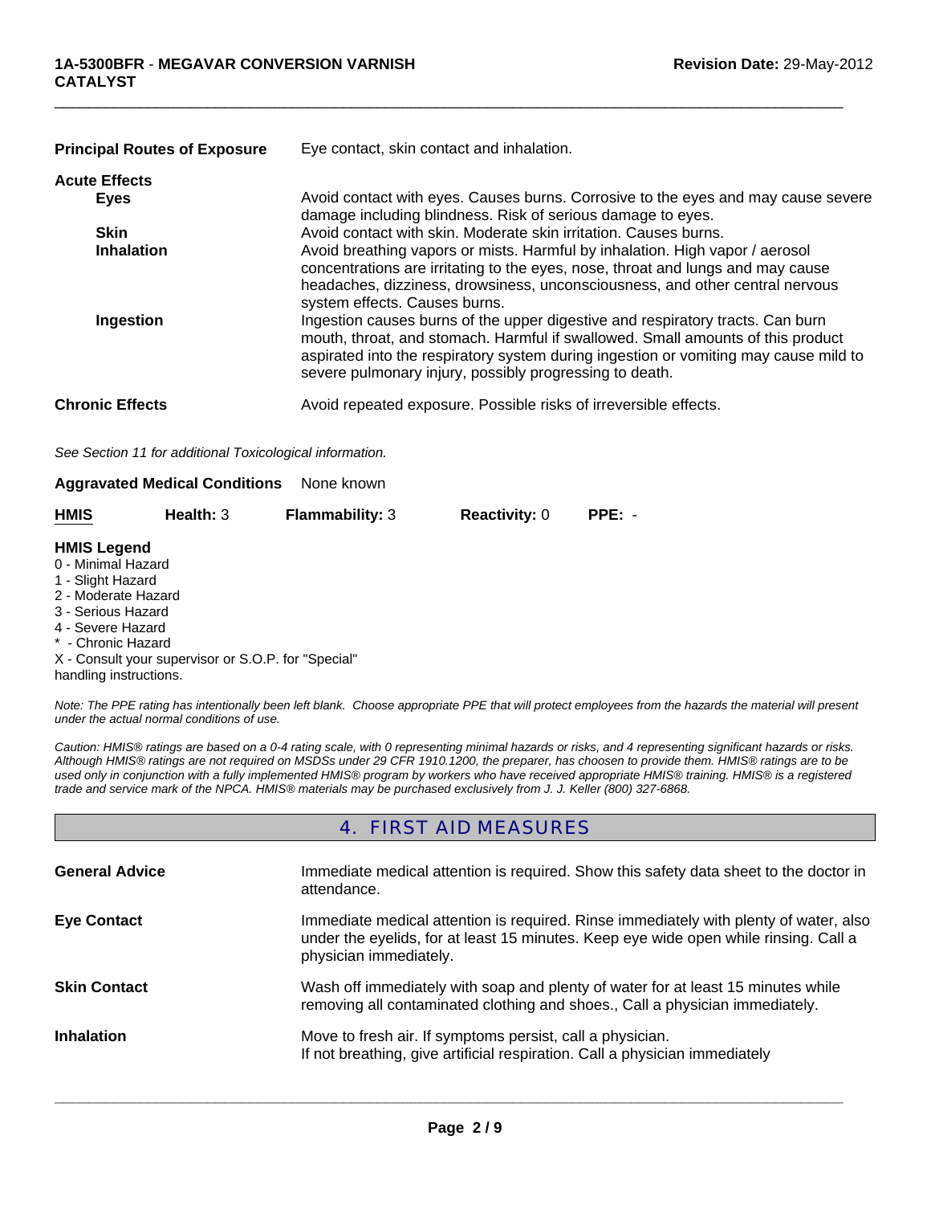| | |
|---|---|
| **Principal Routes of Exposure** | Eye contact, skin contact and inhalation. |
| **Acute Effects** | |
| **Eyes** | Avoid contact with eyes. Causes burns. Corrosive to the eyes and may cause severe damage including blindness. Risk of serious damage to eyes. |
| **Skin** | Avoid contact with skin. Moderate skin irritation. Causes burns. |
| **Inhalation** | Avoid breathing vapors or mists. Harmful by inhalation. High vapor / aerosol concentrations are irritating to the eyes, nose, throat and lungs and may cause headaches, dizziness, drowsiness, unconsciousness, and other central nervous system effects. Causes burns. |
| **Ingestion** | Ingestion causes burns of the upper digestive and respiratory tracts. Can burn mouth, throat, and stomach. Harmful if swallowed. Small amounts of this product aspirated into the respiratory system during ingestion or vomiting may cause mild to severe pulmonary injury, possibly progressing to death. |
| **Chronic Effects** | Avoid repeated exposure. Possible risks of irreversible effects. |

*See Section 11 for additional Toxicological information.*

**Aggravated Medical Conditions** None known

| **HMIS** | **Health:** 3 | **Flammability:** 3 | **Reactivity:** 0 | **PPE:** - |
|---|---|---|---|---|

**HMIS Legend**
0 - Minimal Hazard
1 - Slight Hazard
2 - Moderate Hazard
3 - Serious Hazard
4 - Severe Hazard
* - Chronic Hazard
X - Consult your supervisor or S.O.P. for "Special" handling instructions.

*Note: The PPE rating has intentionally been left blank. Choose appropriate PPE that will protect employees from the hazards the material will present under the actual normal conditions of use.*

*Caution: HMIS® ratings are based on a 0-4 rating scale, with 0 representing minimal hazards or risks, and 4 representing significant hazards or risks. Although HMIS® ratings are not required on MSDSs under 29 CFR 1910.1200, the preparer, has choosen to provide them. HMIS® ratings are to be used only in conjunction with a fully implemented HMIS® program by workers who have received appropriate HMIS® training. HMIS® is a registered trade and service mark of the NPCA. HMIS® materials may be purchased exclusively from J. J. Keller (800) 327-6868.*

## 4. FIRST AID MEASURES

| | |
|---|---|
| **General Advice** | Immediate medical attention is required. Show this safety data sheet to the doctor in attendance. |
| **Eye Contact** | Immediate medical attention is required. Rinse immediately with plenty of water, also under the eyelids, for at least 15 minutes. Keep eye wide open while rinsing. Call a physician immediately. |
| **Skin Contact** | Wash off immediately with soap and plenty of water for at least 15 minutes while removing all contaminated clothing and shoes., Call a physician immediately. |
| **Inhalation** | Move to fresh air. If symptoms persist, call a physician. If not breathing, give artificial respiration. Call a physician immediately |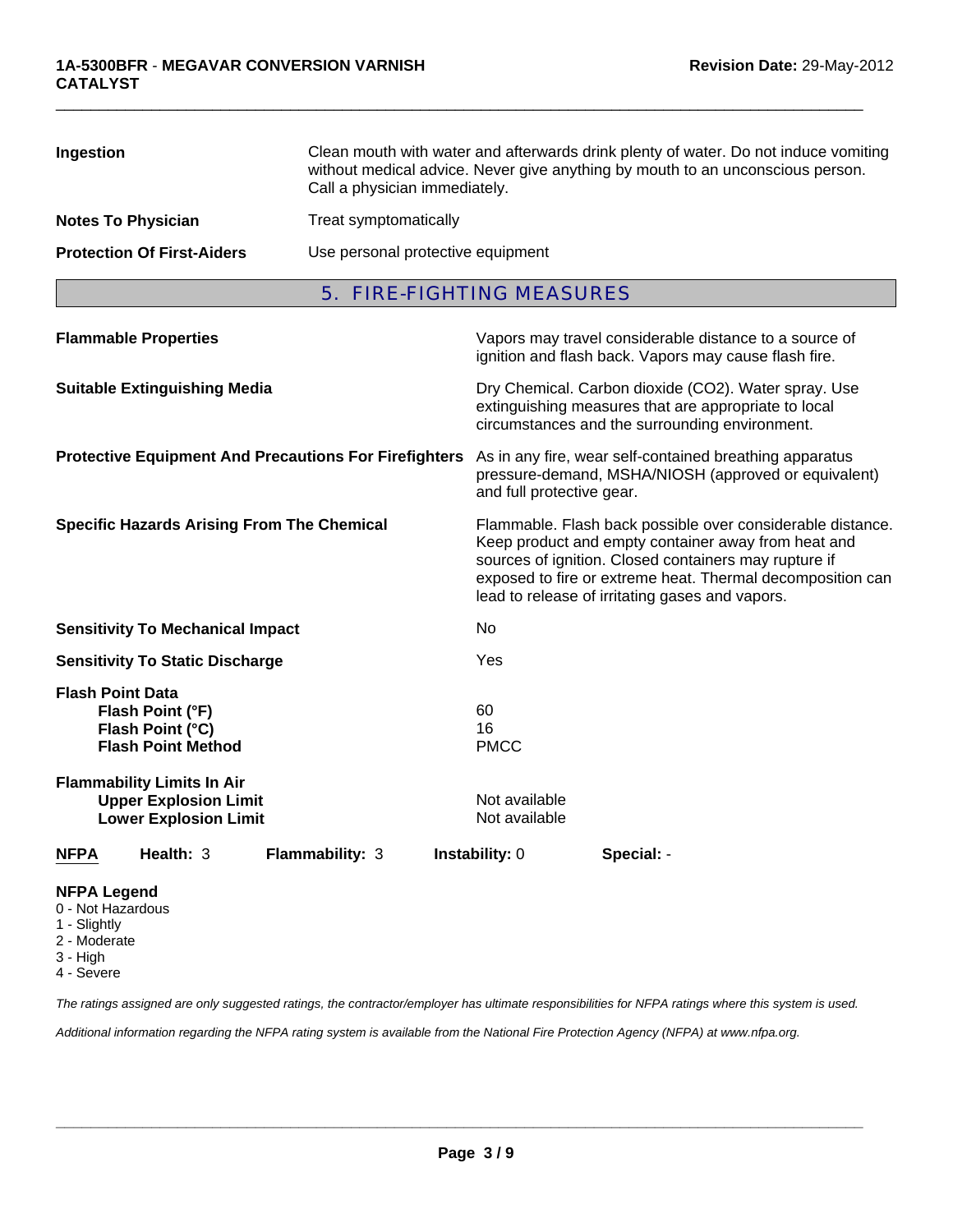| | |
|---|---|
| **Ingestion** | Clean mouth with water and afterwards drink plenty of water. Do not induce vomiting without medical advice. Never give anything by mouth to an unconscious person. Call a physician immediately. |
| **Notes To Physician** | Treat symptomatically |
| **Protection Of First-Aiders** | Use personal protective equipment |

## 5. FIRE-FIGHTING MEASURES

| | |
|---|---|
| **Flammable Properties** | Vapors may travel considerable distance to a source of ignition and flash back. Vapors may cause flash fire. |
| **Suitable Extinguishing Media** | Dry Chemical. Carbon dioxide ($CO_2$). Water spray. Use extinguishing measures that are appropriate to local circumstances and the surrounding environment. |
| **Protective Equipment And Precautions For Firefighters** | As in any fire, wear self-contained breathing apparatus pressure-demand, MSHA/NIOSH (approved or equivalent) and full protective gear. |
| **Specific Hazards Arising From The Chemical** | Flammable. Flash back possible over considerable distance. Keep product and empty container away from heat and sources of ignition. Closed containers may rupture if exposed to fire or extreme heat. Thermal decomposition can lead to release of irritating gases and vapors. |
| **Sensitivity To Mechanical Impact** | No |
| **Sensitivity To Static Discharge** | Yes |

**Flash Point Data**

| | |
|---|---|
| **Flash Point (°F)** | 60 |
| **Flash Point (°C)** | 16 |
| **Flash Point Method** | PMCC |

**Flammability Limits In Air**

| | |
|---|---|
| **Upper Explosion Limit** | Not available |
| **Lower Explosion Limit** | Not available |

| **NFPA** | **Health:** 3 | **Flammability:** 3 | **Instability:** 0 | **Special:** - |
|---|---|---|---|---|

**NFPA Legend**

0 - Not Hazardous
1 - Slightly
2 - Moderate
3 - High
4 - Severe

*The ratings assigned are only suggested ratings, the contractor/employer has ultimate responsibilities for NFPA ratings where this system is used.*

*Additional information regarding the NFPA rating system is available from the National Fire Protection Agency (NFPA) at www.nfpa.org.*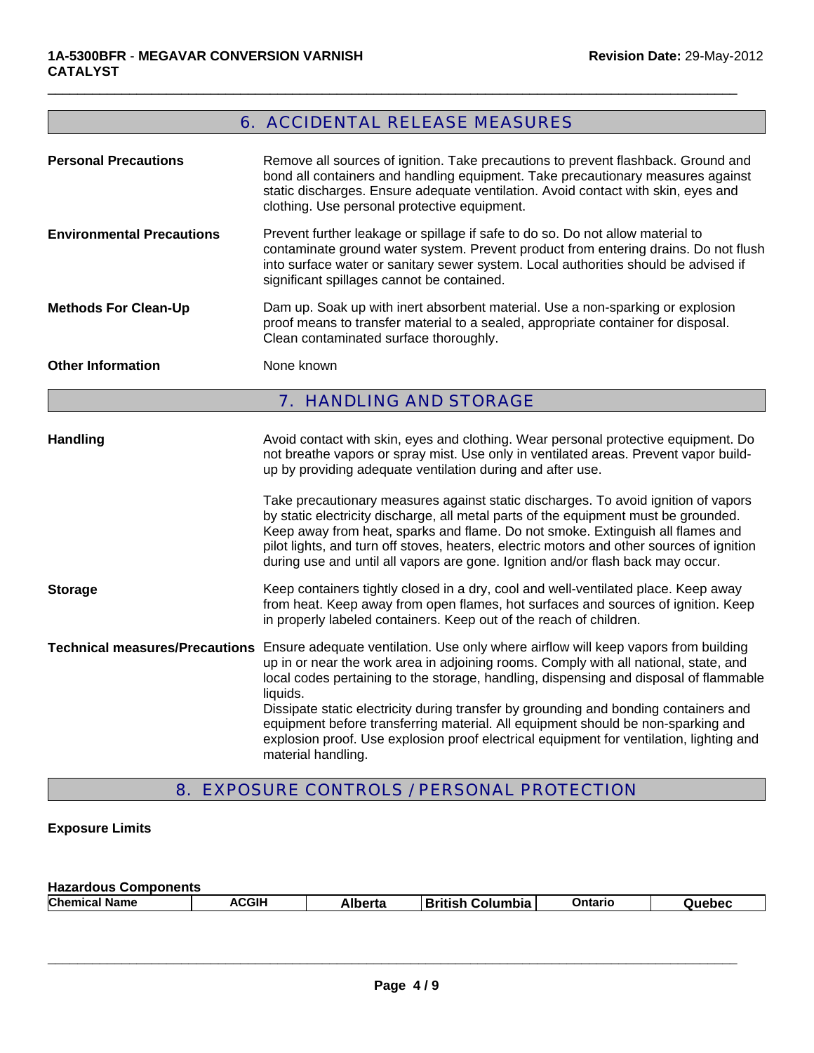## 6. ACCIDENTAL RELEASE MEASURES

**Personal Precautions**
Remove all sources of ignition. Take precautions to prevent flashback. Ground and bond all containers and handling equipment. Take precautionary measures against static discharges. Ensure adequate ventilation. Avoid contact with skin, eyes and clothing. Use personal protective equipment.

**Environmental Precautions**
Prevent further leakage or spillage if safe to do so. Do not allow material to contaminate ground water system. Prevent product from entering drains. Do not flush into surface water or sanitary sewer system. Local authorities should be advised if significant spillages cannot be contained.

**Methods For Clean-Up**
Dam up. Soak up with inert absorbent material. Use a non-sparking or explosion proof means to transfer material to a sealed, appropriate container for disposal. Clean contaminated surface thoroughly.

**Other Information**
None known

## 7. HANDLING AND STORAGE

**Handling**
Avoid contact with skin, eyes and clothing. Wear personal protective equipment. Do not breathe vapors or spray mist. Use only in ventilated areas. Prevent vapor build-up by providing adequate ventilation during and after use.

Take precautionary measures against static discharges. To avoid ignition of vapors by static electricity discharge, all metal parts of the equipment must be grounded. Keep away from heat, sparks and flame. Do not smoke. Extinguish all flames and pilot lights, and turn off stoves, heaters, electric motors and other sources of ignition during use and until all vapors are gone. Ignition and/or flash back may occur.

**Storage**
Keep containers tightly closed in a dry, cool and well-ventilated place. Keep away from heat. Keep away from open flames, hot surfaces and sources of ignition. Keep in properly labeled containers. Keep out of the reach of children.

**Technical measures/Precautions**
Ensure adequate ventilation. Use only where airflow will keep vapors from building up in or near the work area in adjoining rooms. Comply with all national, state, and local codes pertaining to the storage, handling, dispensing and disposal of flammable liquids.
Dissipate static electricity during transfer by grounding and bonding containers and equipment before transferring material. All equipment should be non-sparking and explosion proof. Use explosion proof electrical equipment for ventilation, lighting and material handling.

## 8. EXPOSURE CONTROLS / PERSONAL PROTECTION

**Exposure Limits**

**Hazardous Components**

| Chemical Name | ACGIH | Alberta | British Columbia | Ontario | Quebec |
|---|---|---|---|---|---|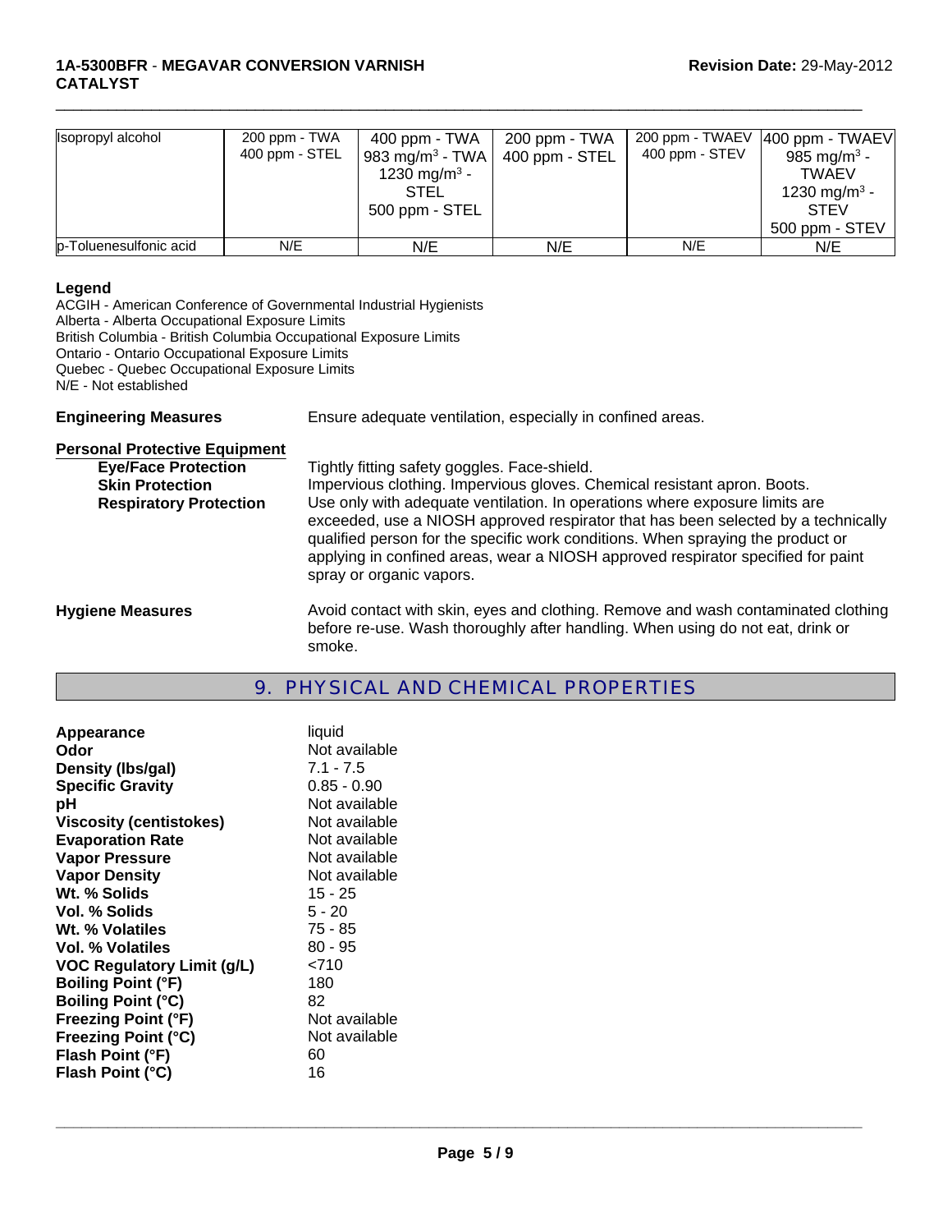| Isopropyl alcohol | 200 ppm - TWA<br>400 ppm - STEL | 400 ppm - TWA<br>983 mg/m$^3$ - TWA<br>1230 mg/m$^3$ - STEL<br>500 ppm - STEL | 200 ppm - TWA<br>400 ppm - STEL | 200 ppm - TWAEV<br>400 ppm - STEV | 400 ppm - TWAEV<br>985 mg/m$^3$ - TWAEV<br>1230 mg/m$^3$ - STEV<br>500 ppm - STEV |
|---|---|---|---|---|---|
| p-Toluenesulfonic acid | N/E | N/E | N/E | N/E | N/E |

**Legend**
ACGIH - American Conference of Governmental Industrial Hygienists
Alberta - Alberta Occupational Exposure Limits
British Columbia - British Columbia Occupational Exposure Limits
Ontario - Ontario Occupational Exposure Limits
Quebec - Quebec Occupational Exposure Limits
N/E - Not established

**Engineering Measures** Ensure adequate ventilation, especially in confined areas.

**Personal Protective Equipment**

**Eye/Face Protection** Tightly fitting safety goggles. Face-shield.

**Skin Protection** Impervious clothing. Impervious gloves. Chemical resistant apron. Boots.

**Respiratory Protection** Use only with adequate ventilation. In operations where exposure limits are exceeded, use a NIOSH approved respirator that has been selected by a technically qualified person for the specific work conditions. When spraying the product or applying in confined areas, wear a NIOSH approved respirator specified for paint spray or organic vapors.

**Hygiene Measures** Avoid contact with skin, eyes and clothing. Remove and wash contaminated clothing before re-use. Wash thoroughly after handling. When using do not eat, drink or smoke.

## 9. PHYSICAL AND CHEMICAL PROPERTIES

| | |
|---|---|
| **Appearance** | liquid |
| **Odor** | Not available |
| **Density (lbs/gal)** | 7.1 - 7.5 |
| **Specific Gravity** | 0.85 - 0.90 |
| **pH** | Not available |
| **Viscosity (centistokes)** | Not available |
| **Evaporation Rate** | Not available |
| **Vapor Pressure** | Not available |
| **Vapor Density** | Not available |
| **Wt. % Solids** | 15 - 25 |
| **Vol. % Solids** | 5 - 20 |
| **Wt. % Volatiles** | 75 - 85 |
| **Vol. % Volatiles** | 80 - 95 |
| **VOC Regulatory Limit (g/L)** | <710 |
| **Boiling Point (°F)** | 180 |
| **Boiling Point (°C)** | 82 |
| **Freezing Point (°F)** | Not available |
| **Freezing Point (°C)** | Not available |
| **Flash Point (°F)** | 60 |
| **Flash Point (°C)** | 16 |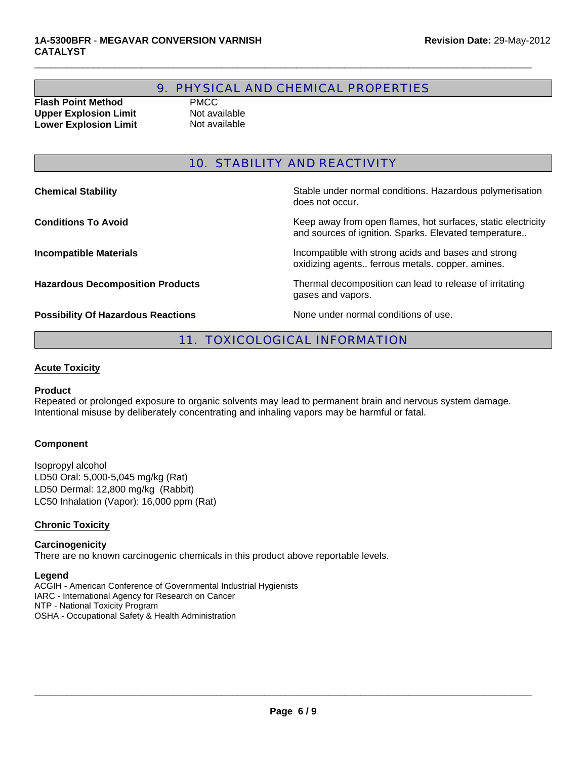## 9. PHYSICAL AND CHEMICAL PROPERTIES

| | |
|---|---|
| **Flash Point Method** | PMCC |
| **Upper Explosion Limit** | Not available |
| **Lower Explosion Limit** | Not available |

## 10. STABILITY AND REACTIVITY

| | |
|---|---|
| **Chemical Stability** | Stable under normal conditions. Hazardous polymerisation does not occur. |
| **Conditions To Avoid** | Keep away from open flames, hot surfaces, static electricity and sources of ignition. Sparks. Elevated temperature.. |
| **Incompatible Materials** | Incompatible with strong acids and bases and strong oxidizing agents.. ferrous metals. copper. amines. |
| **Hazardous Decomposition Products** | Thermal decomposition can lead to release of irritating gases and vapors. |
| **Possibility Of Hazardous Reactions** | None under normal conditions of use. |

## 11. TOXICOLOGICAL INFORMATION

### Acute Toxicity

**Product**

Repeated or prolonged exposure to organic solvents may lead to permanent brain and nervous system damage. Intentional misuse by deliberately concentrating and inhaling vapors may be harmful or fatal.

**Component**

Isopropyl alcohol

LD50 Oral: 5,000-5,045 mg/kg (Rat)

LD50 Dermal: 12,800 mg/kg (Rabbit)

LC50 Inhalation (Vapor): 16,000 ppm (Rat)

### Chronic Toxicity

**Carcinogenicity**

There are no known carcinogenic chemicals in this product above reportable levels.

**Legend**

ACGIH - American Conference of Governmental Industrial Hygienists

IARC - International Agency for Research on Cancer

NTP - National Toxicity Program

OSHA - Occupational Safety & Health Administration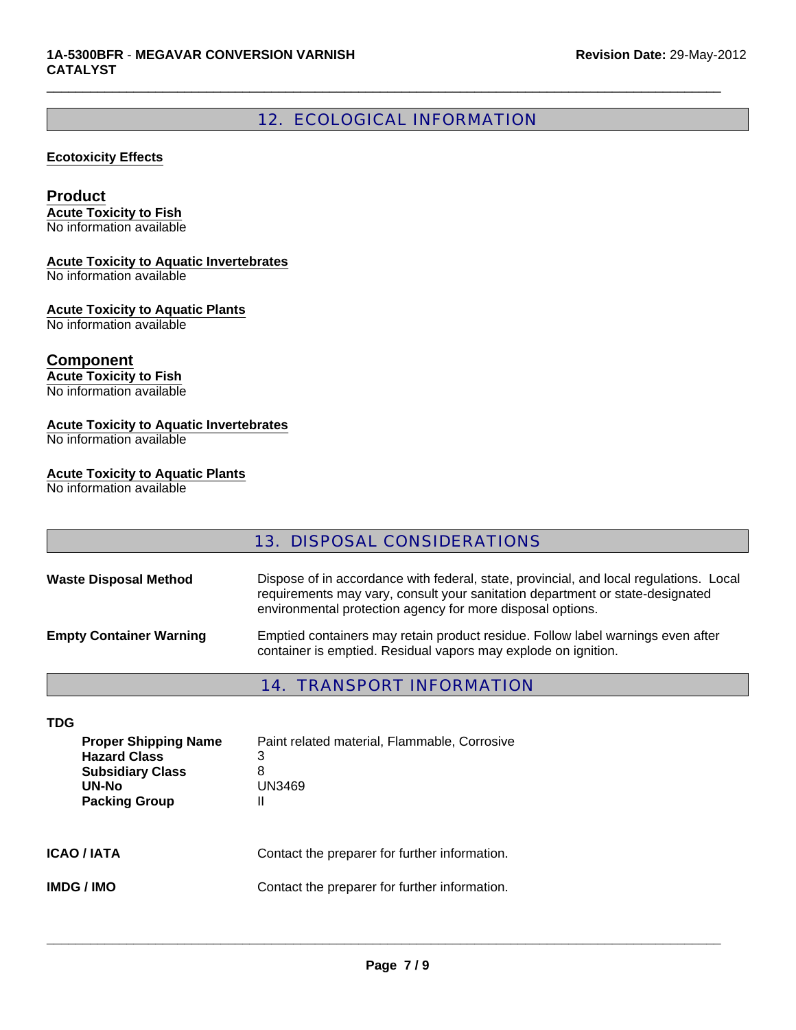## 12. ECOLOGICAL INFORMATION

**Ecotoxicity Effects**

### Product

**Acute Toxicity to Fish**
No information available

**Acute Toxicity to Aquatic Invertebrates**
No information available

**Acute Toxicity to Aquatic Plants**
No information available

### Component

**Acute Toxicity to Fish**
No information available

**Acute Toxicity to Aquatic Invertebrates**
No information available

**Acute Toxicity to Aquatic Plants**
No information available

## 13. DISPOSAL CONSIDERATIONS

| | |
|---|---|
| **Waste Disposal Method** | Dispose of in accordance with federal, state, provincial, and local regulations. Local requirements may vary, consult your sanitation department or state-designated environmental protection agency for more disposal options. |
| **Empty Container Warning** | Emptied containers may retain product residue. Follow label warnings even after container is emptied. Residual vapors may explode on ignition. |

## 14. TRANSPORT INFORMATION

**TDG**

| | |
|---|---|
| **Proper Shipping Name** | Paint related material, Flammable, Corrosive |
| **Hazard Class** | 3 |
| **Subsidiary Class** | 8 |
| **UN-No** | UN3469 |
| **Packing Group** | II |

| | |
|---|---|
| **ICAO / IATA** | Contact the preparer for further information. |
| **IMDG / IMO** | Contact the preparer for further information. |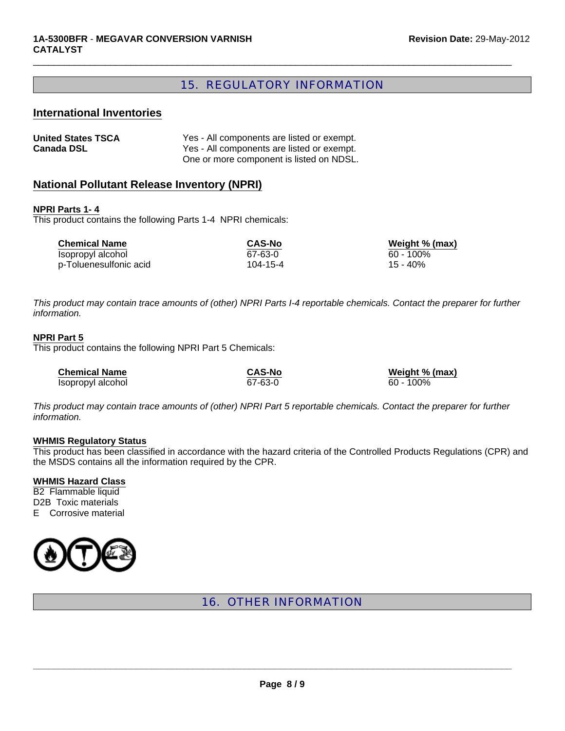## 15. REGULATORY INFORMATION

### International Inventories

| | |
|---|---|
| **United States TSCA** | Yes - All components are listed or exempt. |
| **Canada DSL** | Yes - All components are listed or exempt.<br>One or more component is listed on NDSL. |

### National Pollutant Release Inventory (NPRI)

**NPRI Parts 1- 4**

This product contains the following Parts 1-4 NPRI chemicals:

| Chemical Name | CAS-No | Weight % (max) |
|---|---|---|
| Isopropyl alcohol | 67-63-0 | 60 - 100% |
| p-Toluenesulfonic acid | 104-15-4 | 15 - 40% |

*This product may contain trace amounts of (other) NPRI Parts I-4 reportable chemicals. Contact the preparer for further information.*

**NPRI Part 5**

This product contains the following NPRI Part 5 Chemicals:

| Chemical Name | CAS-No | Weight % (max) |
|---|---|---|
| Isopropyl alcohol | 67-63-0 | 60 - 100% |

*This product may contain trace amounts of (other) NPRI Part 5 reportable chemicals. Contact the preparer for further information.*

**WHMIS Regulatory Status**

This product has been classified in accordance with the hazard criteria of the Controlled Products Regulations (CPR) and the MSDS contains all the information required by the CPR.

**WHMIS Hazard Class**

B2 Flammable liquid
D2B Toxic materials
E Corrosive material

## 16. OTHER INFORMATION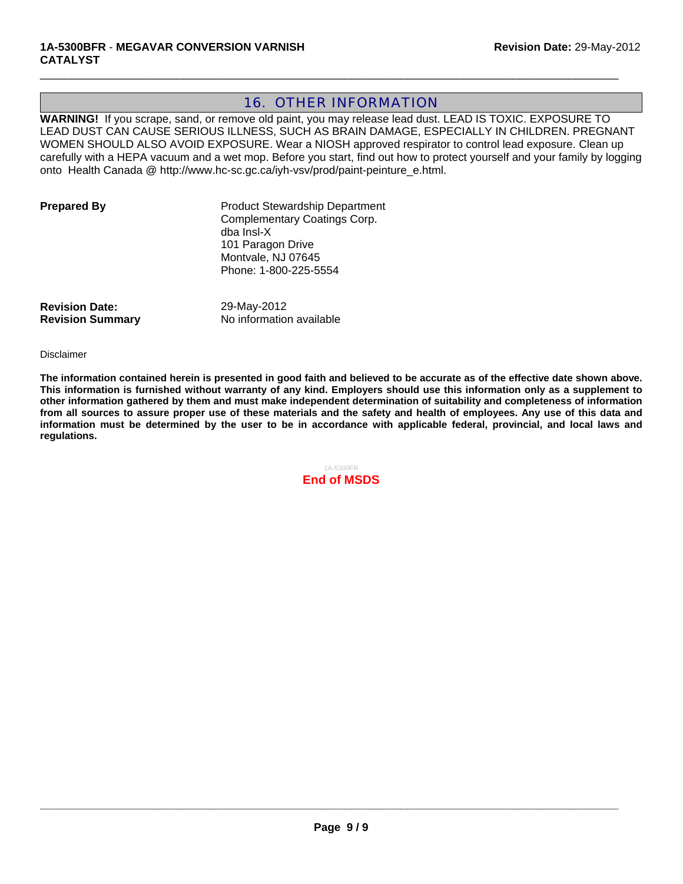## 16. OTHER INFORMATION

**WARNING!** If you scrape, sand, or remove old paint, you may release lead dust. LEAD IS TOXIC. EXPOSURE TO LEAD DUST CAN CAUSE SERIOUS ILLNESS, SUCH AS BRAIN DAMAGE, ESPECIALLY IN CHILDREN. PREGNANT WOMEN SHOULD ALSO AVOID EXPOSURE. Wear a NIOSH approved respirator to control lead exposure. Clean up carefully with a HEPA vacuum and a wet mop. Before you start, find out how to protect yourself and your family by logging onto Health Canada @ http://www.hc-sc.gc.ca/iyh-vsv/prod/paint-peinture_e.html.

**Prepared By**

Product Stewardship Department
Complementary Coatings Corp.
dba Insl-X
101 Paragon Drive
Montvale, NJ 07645
Phone: 1-800-225-5554

**Revision Date:** 29-May-2012
**Revision Summary** No information available

Disclaimer

**The information contained herein is presented in good faith and believed to be accurate as of the effective date shown above. This information is furnished without warranty of any kind. Employers should use this information only as a supplement to other information gathered by them and must make independent determination of suitability and completeness of information from all sources to assure proper use of these materials and the safety and health of employees. Any use of this data and information must be determined by the user to be in accordance with applicable federal, provincial, and local laws and regulations.**

1A-5300FR

**End of MSDS**